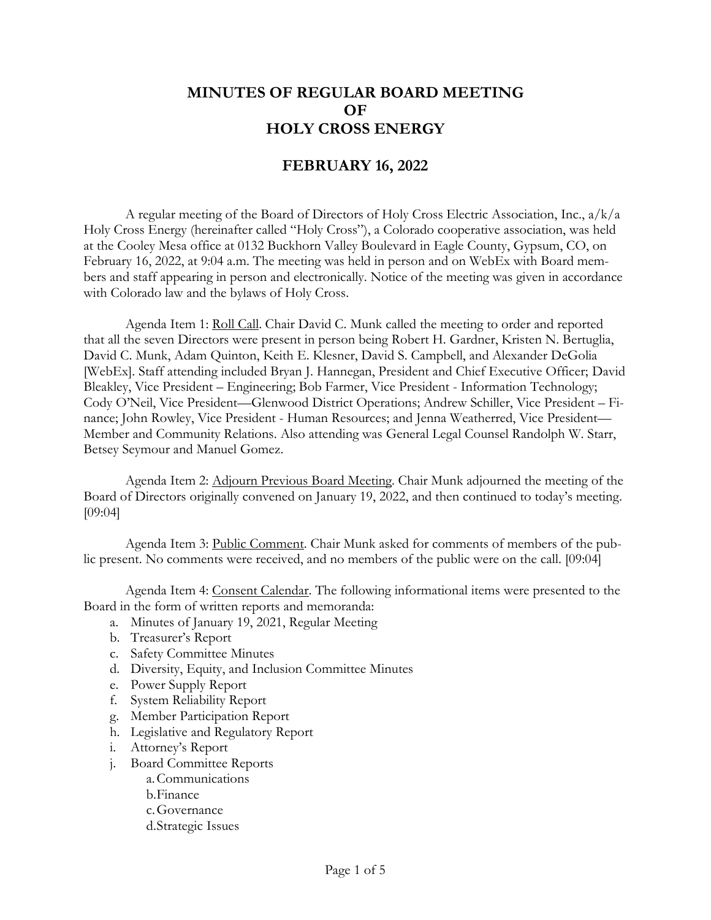# MINUTES OF REGULAR BOARD MEETING OF HOLY CROSS ENERGY

## FEBRUARY 16, 2022

A regular meeting of the Board of Directors of Holy Cross Electric Association, Inc., a/k/a Holy Cross Energy (hereinafter called "Holy Cross"), a Colorado cooperative association, was held at the Cooley Mesa office at 0132 Buckhorn Valley Boulevard in Eagle County, Gypsum, CO, on February 16, 2022, at 9:04 a.m. The meeting was held in person and on WebEx with Board members and staff appearing in person and electronically. Notice of the meeting was given in accordance with Colorado law and the bylaws of Holy Cross.

Agenda Item 1: Roll Call. Chair David C. Munk called the meeting to order and reported that all the seven Directors were present in person being Robert H. Gardner, Kristen N. Bertuglia, David C. Munk, Adam Quinton, Keith E. Klesner, David S. Campbell, and Alexander DeGolia [WebEx]. Staff attending included Bryan J. Hannegan, President and Chief Executive Officer; David Bleakley, Vice President – Engineering; Bob Farmer, Vice President - Information Technology; Cody O'Neil, Vice President—Glenwood District Operations; Andrew Schiller, Vice President – Finance; John Rowley, Vice President - Human Resources; and Jenna Weatherred, Vice President—Member and Community Relations. Also attending was General Legal Counsel Randolph W. Starr, Betsey Seymour and Manuel Gomez.

Agenda Item 2: Adjourn Previous Board Meeting. Chair Munk adjourned the meeting of the Board of Directors originally convened on January 19, 2022, and then continued to today's meeting. [09:04]

Agenda Item 3: Public Comment. Chair Munk asked for comments of members of the public present. No comments were received, and no members of the public were on the call. [09:04]

Agenda Item 4: Consent Calendar. The following informational items were presented to the Board in the form of written reports and memoranda:

a. Minutes of January 19, 2021, Regular Meeting
b. Treasurer's Report
c. Safety Committee Minutes
d. Diversity, Equity, and Inclusion Committee Minutes
e. Power Supply Report
f. System Reliability Report
g. Member Participation Report
h. Legislative and Regulatory Report
i. Attorney's Report
j. Board Committee Reports
    a. Communications
    b. Finance
    c. Governance
    d. Strategic Issues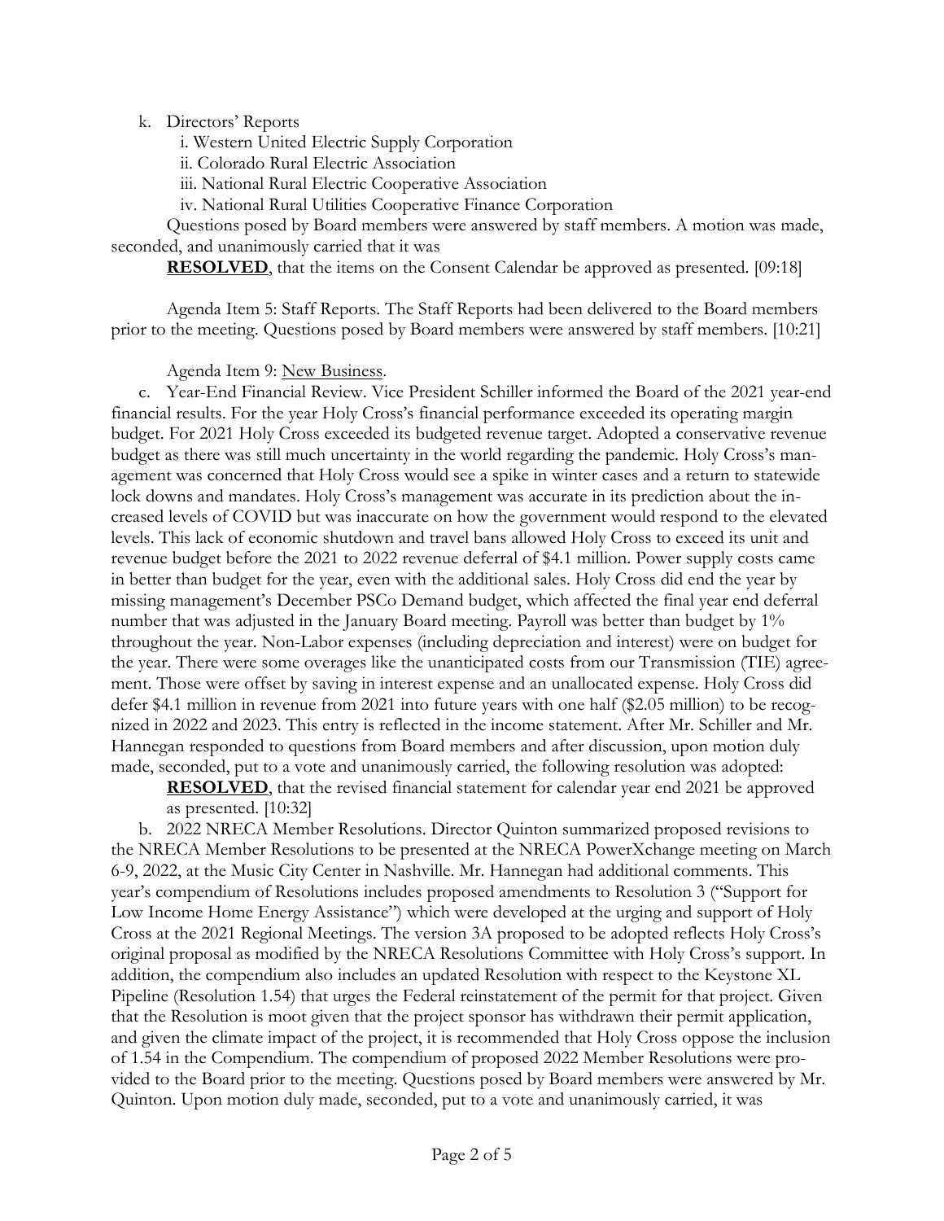k. Directors' Reports

i. Western United Electric Supply Corporation

ii. Colorado Rural Electric Association

iii. National Rural Electric Cooperative Association

iv. National Rural Utilities Cooperative Finance Corporation

Questions posed by Board members were answered by staff members. A motion was made, seconded, and unanimously carried that it was

**RESOLVED**, that the items on the Consent Calendar be approved as presented. [09:18]

Agenda Item 5: Staff Reports. The Staff Reports had been delivered to the Board members prior to the meeting. Questions posed by Board members were answered by staff members. [10:21]

Agenda Item 9: New Business.

c. Year-End Financial Review. Vice President Schiller informed the Board of the 2021 year-end financial results. For the year Holy Cross's financial performance exceeded its operating margin budget. For 2021 Holy Cross exceeded its budgeted revenue target. Adopted a conservative revenue budget as there was still much uncertainty in the world regarding the pandemic. Holy Cross's management was concerned that Holy Cross would see a spike in winter cases and a return to statewide lock downs and mandates. Holy Cross's management was accurate in its prediction about the increased levels of COVID but was inaccurate on how the government would respond to the elevated levels. This lack of economic shutdown and travel bans allowed Holy Cross to exceed its unit and revenue budget before the 2021 to 2022 revenue deferral of $4.1 million. Power supply costs came in better than budget for the year, even with the additional sales. Holy Cross did end the year by missing management's December PSCo Demand budget, which affected the final year end deferral number that was adjusted in the January Board meeting. Payroll was better than budget by 1% throughout the year. Non-Labor expenses (including depreciation and interest) were on budget for the year. There were some overages like the unanticipated costs from our Transmission (TIE) agreement. Those were offset by saving in interest expense and an unallocated expense. Holy Cross did defer $4.1 million in revenue from 2021 into future years with one half ($2.05 million) to be recognized in 2022 and 2023. This entry is reflected in the income statement. After Mr. Schiller and Mr. Hannegan responded to questions from Board members and after discussion, upon motion duly made, seconded, put to a vote and unanimously carried, the following resolution was adopted:

**RESOLVED**, that the revised financial statement for calendar year end 2021 be approved as presented. [10:32]

b. 2022 NRECA Member Resolutions. Director Quinton summarized proposed revisions to the NRECA Member Resolutions to be presented at the NRECA PowerXchange meeting on March 6-9, 2022, at the Music City Center in Nashville. Mr. Hannegan had additional comments. This year's compendium of Resolutions includes proposed amendments to Resolution 3 ("Support for Low Income Home Energy Assistance") which were developed at the urging and support of Holy Cross at the 2021 Regional Meetings. The version 3A proposed to be adopted reflects Holy Cross's original proposal as modified by the NRECA Resolutions Committee with Holy Cross's support. In addition, the compendium also includes an updated Resolution with respect to the Keystone XL Pipeline (Resolution 1.54) that urges the Federal reinstatement of the permit for that project. Given that the Resolution is moot given that the project sponsor has withdrawn their permit application, and given the climate impact of the project, it is recommended that Holy Cross oppose the inclusion of 1.54 in the Compendium. The compendium of proposed 2022 Member Resolutions were provided to the Board prior to the meeting. Questions posed by Board members were answered by Mr. Quinton. Upon motion duly made, seconded, put to a vote and unanimously carried, it was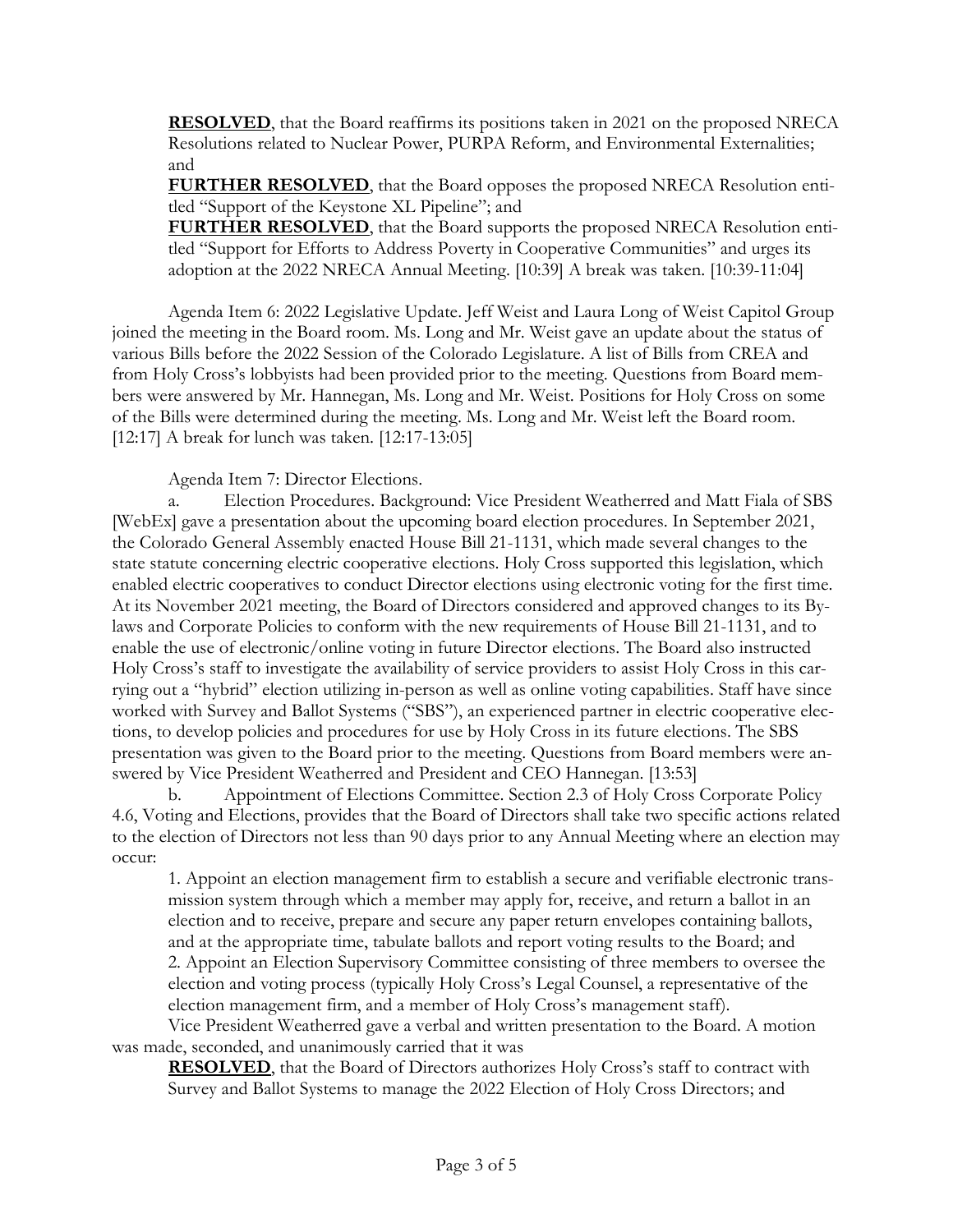**RESOLVED**, that the Board reaffirms its positions taken in 2021 on the proposed NRECA Resolutions related to Nuclear Power, PURPA Reform, and Environmental Externalities; and

**FURTHER RESOLVED**, that the Board opposes the proposed NRECA Resolution entitled "Support of the Keystone XL Pipeline"; and

**FURTHER RESOLVED**, that the Board supports the proposed NRECA Resolution entitled "Support for Efforts to Address Poverty in Cooperative Communities" and urges its adoption at the 2022 NRECA Annual Meeting. [10:39] A break was taken. [10:39-11:04]

Agenda Item 6: 2022 Legislative Update. Jeff Weist and Laura Long of Weist Capitol Group joined the meeting in the Board room. Ms. Long and Mr. Weist gave an update about the status of various Bills before the 2022 Session of the Colorado Legislature. A list of Bills from CREA and from Holy Cross's lobbyists had been provided prior to the meeting. Questions from Board members were answered by Mr. Hannegan, Ms. Long and Mr. Weist. Positions for Holy Cross on some of the Bills were determined during the meeting. Ms. Long and Mr. Weist left the Board room. [12:17] A break for lunch was taken. [12:17-13:05]

Agenda Item 7: Director Elections.

a. Election Procedures. Background: Vice President Weatherred and Matt Fiala of SBS [WebEx] gave a presentation about the upcoming board election procedures. In September 2021, the Colorado General Assembly enacted House Bill 21-1131, which made several changes to the state statute concerning electric cooperative elections. Holy Cross supported this legislation, which enabled electric cooperatives to conduct Director elections using electronic voting for the first time. At its November 2021 meeting, the Board of Directors considered and approved changes to its Bylaws and Corporate Policies to conform with the new requirements of House Bill 21-1131, and to enable the use of electronic/online voting in future Director elections. The Board also instructed Holy Cross's staff to investigate the availability of service providers to assist Holy Cross in this carrying out a "hybrid" election utilizing in-person as well as online voting capabilities. Staff have since worked with Survey and Ballot Systems ("SBS"), an experienced partner in electric cooperative elections, to develop policies and procedures for use by Holy Cross in its future elections. The SBS presentation was given to the Board prior to the meeting. Questions from Board members were answered by Vice President Weatherred and President and CEO Hannegan. [13:53]

b. Appointment of Elections Committee. Section 2.3 of Holy Cross Corporate Policy 4.6, Voting and Elections, provides that the Board of Directors shall take two specific actions related to the election of Directors not less than 90 days prior to any Annual Meeting where an election may occur:

1. Appoint an election management firm to establish a secure and verifiable electronic transmission system through which a member may apply for, receive, and return a ballot in an election and to receive, prepare and secure any paper return envelopes containing ballots, and at the appropriate time, tabulate ballots and report voting results to the Board; and
2. Appoint an Election Supervisory Committee consisting of three members to oversee the election and voting process (typically Holy Cross's Legal Counsel, a representative of the election management firm, and a member of Holy Cross's management staff).

Vice President Weatherred gave a verbal and written presentation to the Board. A motion was made, seconded, and unanimously carried that it was

**RESOLVED**, that the Board of Directors authorizes Holy Cross's staff to contract with Survey and Ballot Systems to manage the 2022 Election of Holy Cross Directors; and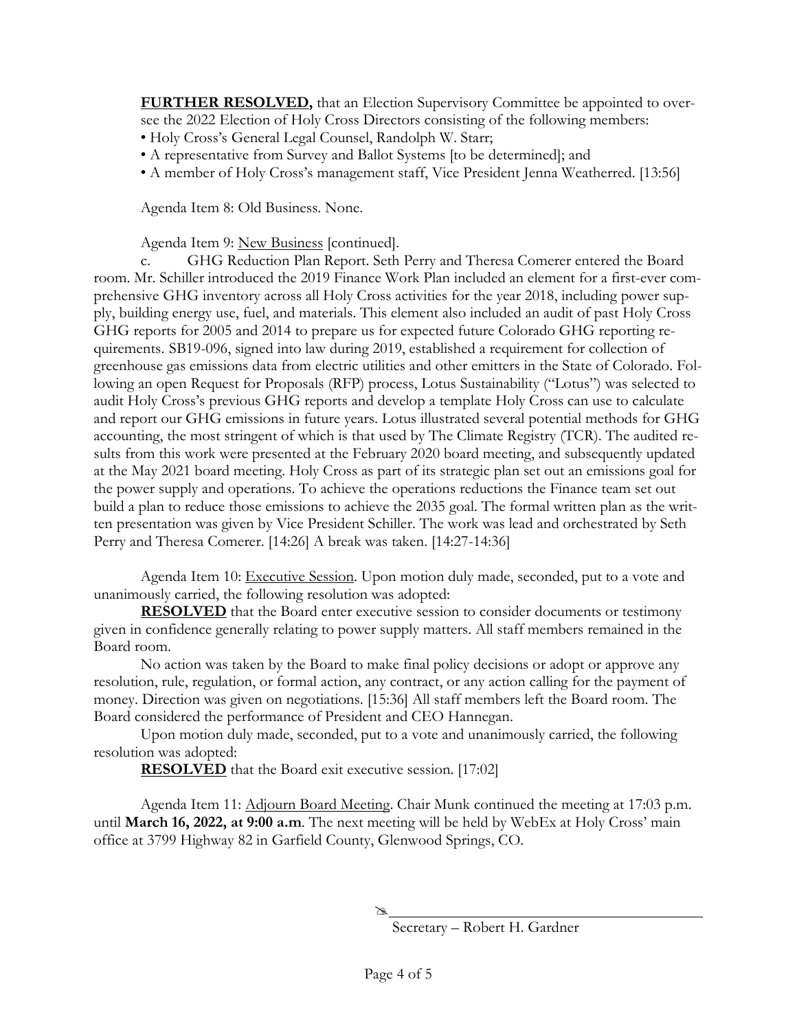**FURTHER RESOLVED,** that an Election Supervisory Committee be appointed to oversee the 2022 Election of Holy Cross Directors consisting of the following members:

- Holy Cross's General Legal Counsel, Randolph W. Starr;
- A representative from Survey and Ballot Systems [to be determined]; and
- A member of Holy Cross's management staff, Vice President Jenna Weatherred. [13:56]

Agenda Item 8: Old Business. None.

Agenda Item 9: New Business [continued].

c. GHG Reduction Plan Report. Seth Perry and Theresa Comerer entered the Board room. Mr. Schiller introduced the 2019 Finance Work Plan included an element for a first-ever comprehensive GHG inventory across all Holy Cross activities for the year 2018, including power supply, building energy use, fuel, and materials. This element also included an audit of past Holy Cross GHG reports for 2005 and 2014 to prepare us for expected future Colorado GHG reporting requirements. SB19-096, signed into law during 2019, established a requirement for collection of greenhouse gas emissions data from electric utilities and other emitters in the State of Colorado. Following an open Request for Proposals (RFP) process, Lotus Sustainability ("Lotus") was selected to audit Holy Cross's previous GHG reports and develop a template Holy Cross can use to calculate and report our GHG emissions in future years. Lotus illustrated several potential methods for GHG accounting, the most stringent of which is that used by The Climate Registry (TCR). The audited results from this work were presented at the February 2020 board meeting, and subsequently updated at the May 2021 board meeting. Holy Cross as part of its strategic plan set out an emissions goal for the power supply and operations. To achieve the operations reductions the Finance team set out build a plan to reduce those emissions to achieve the 2035 goal. The formal written plan as the written presentation was given by Vice President Schiller. The work was lead and orchestrated by Seth Perry and Theresa Comerer. [14:26] A break was taken. [14:27-14:36]

Agenda Item 10: Executive Session. Upon motion duly made, seconded, put to a vote and unanimously carried, the following resolution was adopted:

**RESOLVED** that the Board enter executive session to consider documents or testimony given in confidence generally relating to power supply matters. All staff members remained in the Board room.

No action was taken by the Board to make final policy decisions or adopt or approve any resolution, rule, regulation, or formal action, any contract, or any action calling for the payment of money. Direction was given on negotiations. [15:36] All staff members left the Board room. The Board considered the performance of President and CEO Hannegan.

Upon motion duly made, seconded, put to a vote and unanimously carried, the following resolution was adopted:

**RESOLVED** that the Board exit executive session. [17:02]

Agenda Item 11: Adjourn Board Meeting. Chair Munk continued the meeting at 17:03 p.m. until **March 16, 2022, at 9:00 a.m**. The next meeting will be held by WebEx at Holy Cross' main office at 3799 Highway 82 in Garfield County, Glenwood Springs, CO.

Secretary – Robert H. Gardner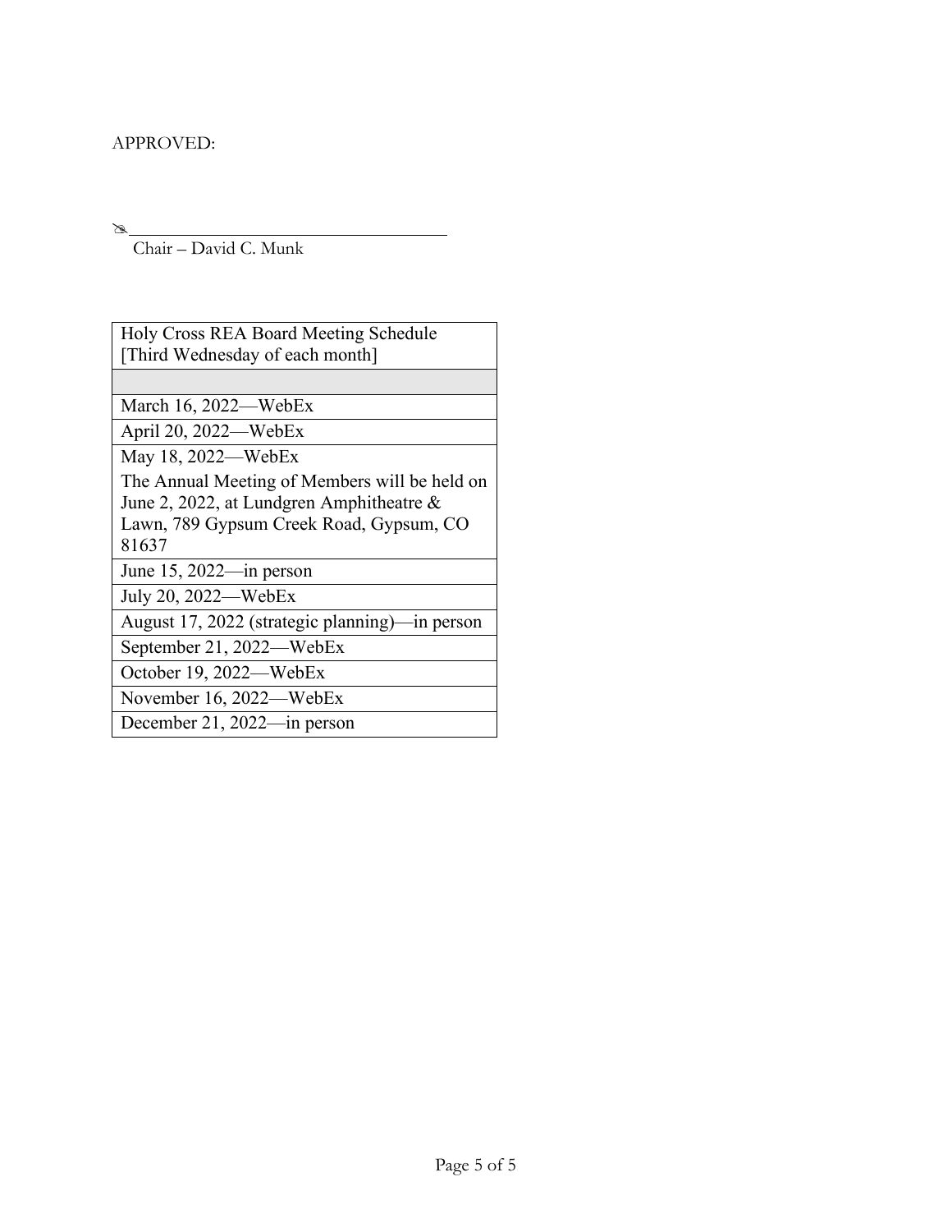APPROVED:

✎\_\_\_\_\_\_\_\_\_\_\_\_\_\_\_\_\_\_\_\_\_\_\_\_\_\_\_\_\_\_\_\_\_\_\_\_\_\_

Chair – David C. Munk

| Holy Cross REA Board Meeting Schedule [Third Wednesday of each month] |
|---|
| |
| March 16, 2022—WebEx |
| April 20, 2022—WebEx |
| May 18, 2022—WebEx<br>The Annual Meeting of Members will be held on June 2, 2022, at Lundgren Amphitheatre & Lawn, 789 Gypsum Creek Road, Gypsum, CO 81637 |
| June 15, 2022—in person |
| July 20, 2022—WebEx |
| August 17, 2022 (strategic planning)—in person |
| September 21, 2022—WebEx |
| October 19, 2022—WebEx |
| November 16, 2022—WebEx |
| December 21, 2022—in person |